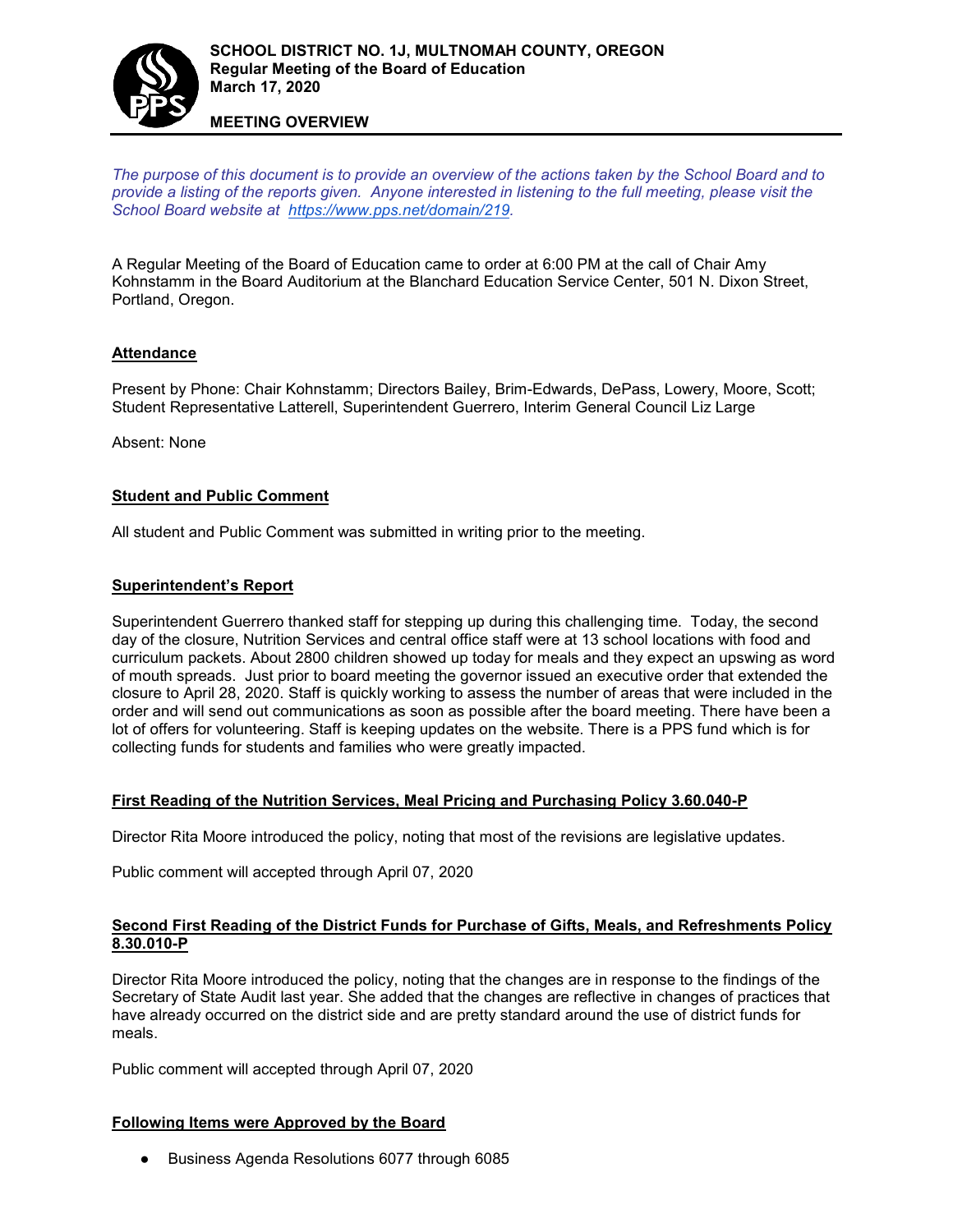**SCHOOL DISTRICT NO. 1J, MULTNOMAH COUNTY, OREGON**
**Regular Meeting of the Board of Education**
**March 17, 2020**

**MEETING OVERVIEW**

*The purpose of this document is to provide an overview of the actions taken by the School Board and to provide a listing of the reports given. Anyone interested in listening to the full meeting, please visit the School Board website at [https://www.pps.net/domain/219](https://www.pps.net/domain/219).*

A Regular Meeting of the Board of Education came to order at 6:00 PM at the call of Chair Amy Kohnstamm in the Board Auditorium at the Blanchard Education Service Center, 501 N. Dixon Street, Portland, Oregon.

## Attendance

Present by Phone: Chair Kohnstamm; Directors Bailey, Brim-Edwards, DePass, Lowery, Moore, Scott; Student Representative Latterell, Superintendent Guerrero, Interim General Council Liz Large

Absent: None

## Student and Public Comment

All student and Public Comment was submitted in writing prior to the meeting.

## Superintendent's Report

Superintendent Guerrero thanked staff for stepping up during this challenging time. Today, the second day of the closure, Nutrition Services and central office staff were at 13 school locations with food and curriculum packets. About 2800 children showed up today for meals and they expect an upswing as word of mouth spreads. Just prior to board meeting the governor issued an executive order that extended the closure to April 28, 2020. Staff is quickly working to assess the number of areas that were included in the order and will send out communications as soon as possible after the board meeting. There have been a lot of offers for volunteering. Staff is keeping updates on the website. There is a PPS fund which is for collecting funds for students and families who were greatly impacted.

## First Reading of the Nutrition Services, Meal Pricing and Purchasing Policy 3.60.040-P

Director Rita Moore introduced the policy, noting that most of the revisions are legislative updates.

Public comment will accepted through April 07, 2020

## Second First Reading of the District Funds for Purchase of Gifts, Meals, and Refreshments Policy 8.30.010-P

Director Rita Moore introduced the policy, noting that the changes are in response to the findings of the Secretary of State Audit last year. She added that the changes are reflective in changes of practices that have already occurred on the district side and are pretty standard around the use of district funds for meals.

Public comment will accepted through April 07, 2020

## Following Items were Approved by the Board

- Business Agenda Resolutions 6077 through 6085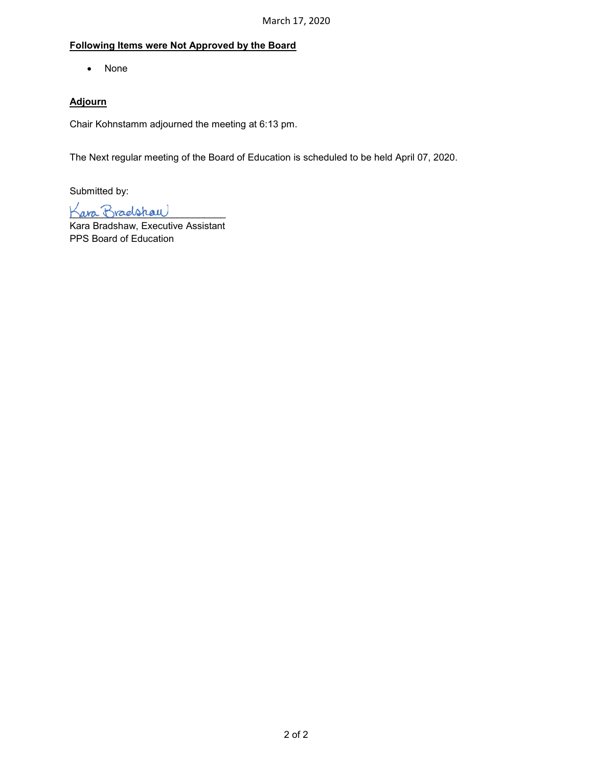**Following Items were Not Approved by the Board**

- None

**Adjourn**

Chair Kohnstamm adjourned the meeting at 6:13 pm.

The Next regular meeting of the Board of Education is scheduled to be held April 07, 2020.

Submitted by:

Kara Bradshaw

Kara Bradshaw, Executive Assistant
PPS Board of Education